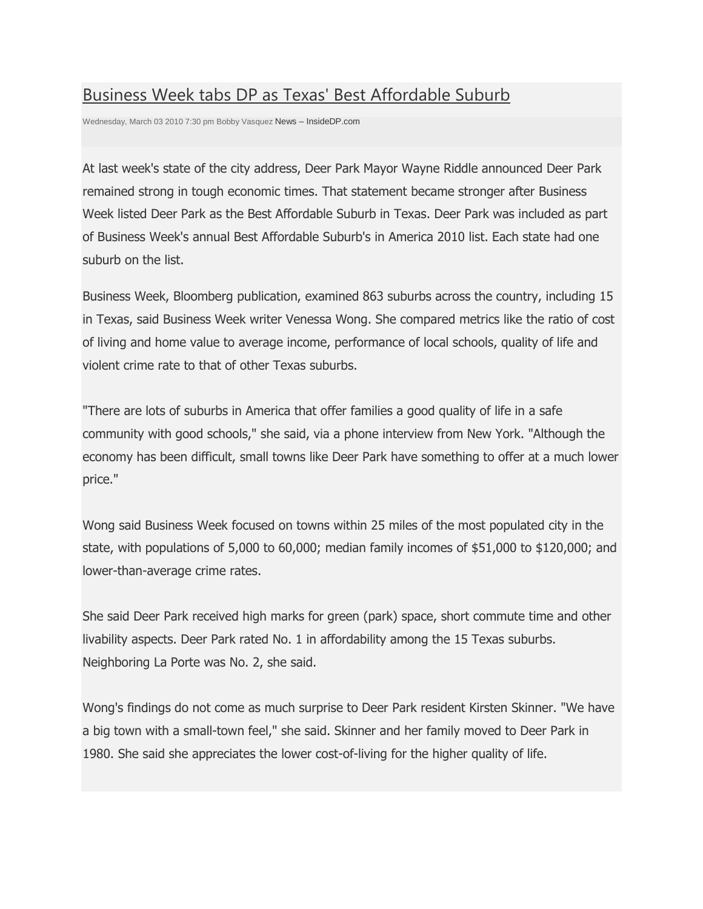# Business Week tabs DP as Texas' Best Affordable Suburb

Wednesday, March 03 2010 7:30 pm Bobby Vasquez News – InsideDP.com

At last week's state of the city address, Deer Park Mayor Wayne Riddle announced Deer Park remained strong in tough economic times. That statement became stronger after Business Week listed Deer Park as the Best Affordable Suburb in Texas. Deer Park was included as part of Business Week's annual Best Affordable Suburb's in America 2010 list. Each state had one suburb on the list.

Business Week, Bloomberg publication, examined 863 suburbs across the country, including 15 in Texas, said Business Week writer Venessa Wong. She compared metrics like the ratio of cost of living and home value to average income, performance of local schools, quality of life and violent crime rate to that of other Texas suburbs.

"There are lots of suburbs in America that offer families a good quality of life in a safe community with good schools," she said, via a phone interview from New York. "Although the economy has been difficult, small towns like Deer Park have something to offer at a much lower price."

Wong said Business Week focused on towns within 25 miles of the most populated city in the state, with populations of 5,000 to 60,000; median family incomes of $51,000 to $120,000; and lower-than-average crime rates.

She said Deer Park received high marks for green (park) space, short commute time and other livability aspects. Deer Park rated No. 1 in affordability among the 15 Texas suburbs. Neighboring La Porte was No. 2, she said.

Wong's findings do not come as much surprise to Deer Park resident Kirsten Skinner. "We have a big town with a small-town feel," she said. Skinner and her family moved to Deer Park in 1980. She said she appreciates the lower cost-of-living for the higher quality of life.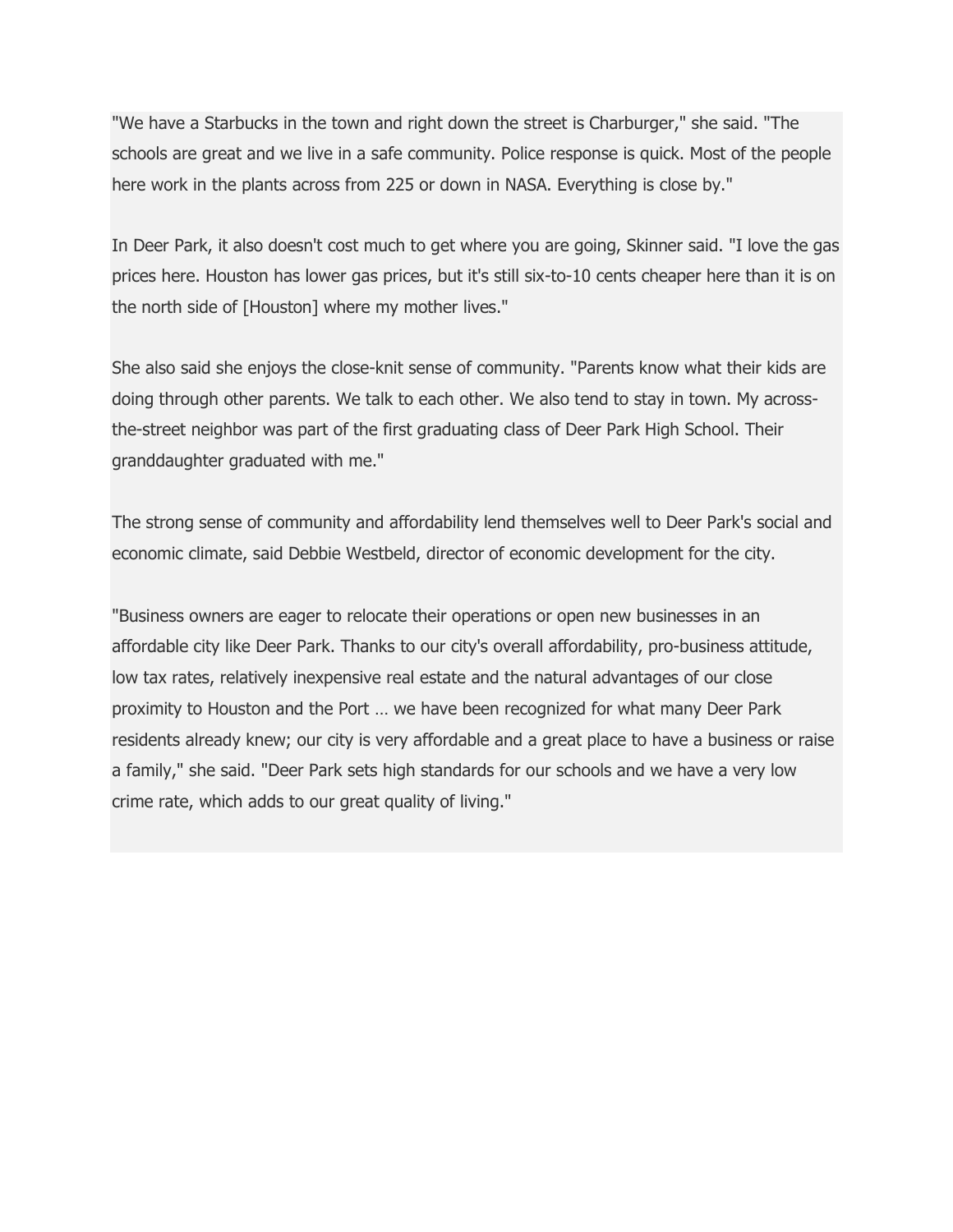"We have a Starbucks in the town and right down the street is Charburger," she said. "The schools are great and we live in a safe community. Police response is quick. Most of the people here work in the plants across from 225 or down in NASA. Everything is close by."

In Deer Park, it also doesn't cost much to get where you are going, Skinner said. "I love the gas prices here. Houston has lower gas prices, but it's still six-to-10 cents cheaper here than it is on the north side of [Houston] where my mother lives."

She also said she enjoys the close-knit sense of community. "Parents know what their kids are doing through other parents. We talk to each other. We also tend to stay in town. My across-the-street neighbor was part of the first graduating class of Deer Park High School. Their granddaughter graduated with me."

The strong sense of community and affordability lend themselves well to Deer Park's social and economic climate, said Debbie Westbeld, director of economic development for the city.

"Business owners are eager to relocate their operations or open new businesses in an affordable city like Deer Park. Thanks to our city's overall affordability, pro-business attitude, low tax rates, relatively inexpensive real estate and the natural advantages of our close proximity to Houston and the Port … we have been recognized for what many Deer Park residents already knew; our city is very affordable and a great place to have a business or raise a family," she said. "Deer Park sets high standards for our schools and we have a very low crime rate, which adds to our great quality of living."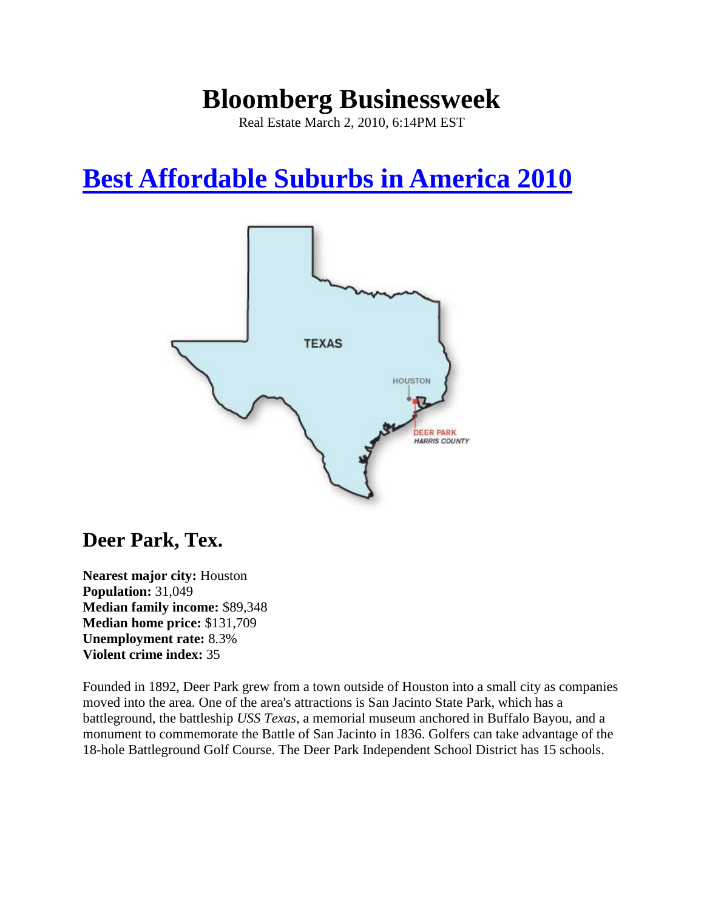# Bloomberg Businessweek

Real Estate March 2, 2010, 6:14PM EST

## Best Affordable Suburbs in America 2010

TEXAS

HOUSTON

DEER PARK
HARRIS COUNTY

## Deer Park, Tex.

**Nearest major city:** Houston
**Population:** 31,049
**Median family income:** $89,348
**Median home price:** $131,709
**Unemployment rate:** 8.3%
**Violent crime index:** 35

Founded in 1892, Deer Park grew from a town outside of Houston into a small city as companies moved into the area. One of the area's attractions is San Jacinto State Park, which has a battleground, the battleship *USS Texas*, a memorial museum anchored in Buffalo Bayou, and a monument to commemorate the Battle of San Jacinto in 1836. Golfers can take advantage of the 18-hole Battleground Golf Course. The Deer Park Independent School District has 15 schools.